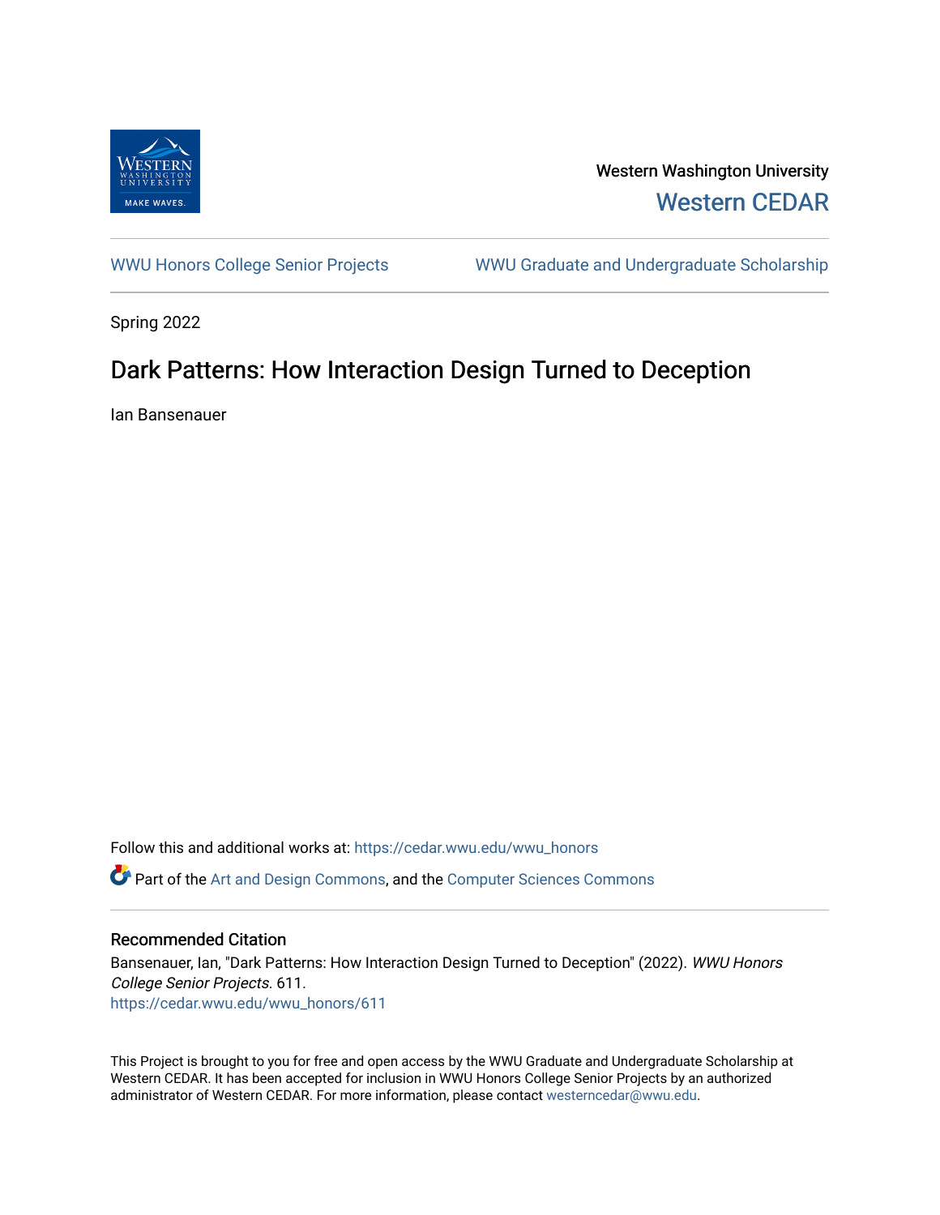Western Washington University

Western CEDAR

WWU Honors College Senior Projects | WWU Graduate and Undergraduate Scholarship

Spring 2022

# Dark Patterns: How Interaction Design Turned to Deception

Ian Bansenauer

Follow this and additional works at: https://cedar.wwu.edu/wwu_honors

Part of the Art and Design Commons, and the Computer Sciences Commons

## Recommended Citation

Bansenauer, Ian, "Dark Patterns: How Interaction Design Turned to Deception" (2022). *WWU Honors College Senior Projects*. 611.
https://cedar.wwu.edu/wwu_honors/611

This Project is brought to you for free and open access by the WWU Graduate and Undergraduate Scholarship at Western CEDAR. It has been accepted for inclusion in WWU Honors College Senior Projects by an authorized administrator of Western CEDAR. For more information, please contact westerncedar@wwu.edu.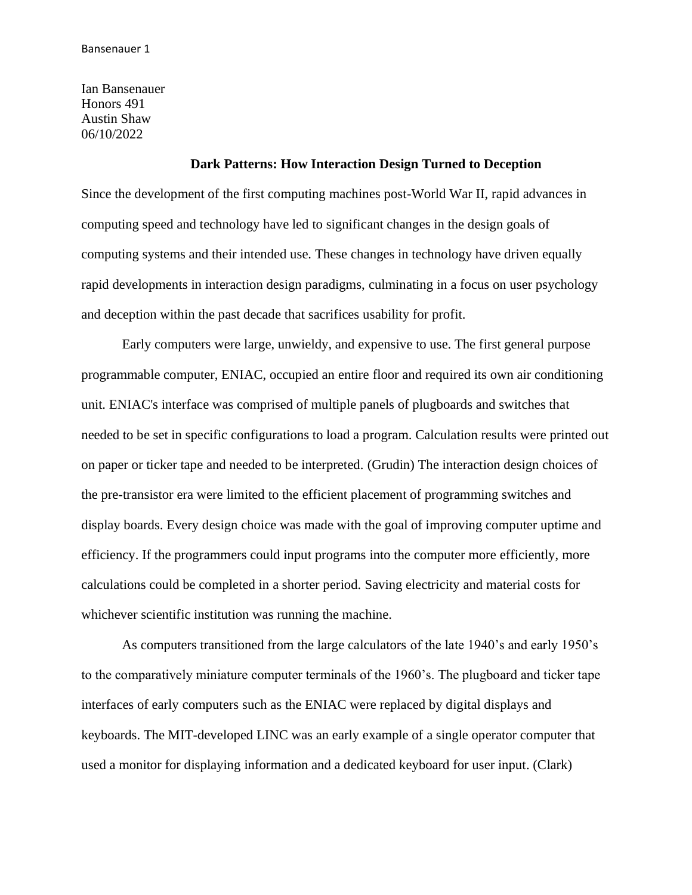Ian Bansenauer
Honors 491
Austin Shaw
06/10/2022

# Dark Patterns: How Interaction Design Turned to Deception

Since the development of the first computing machines post-World War II, rapid advances in computing speed and technology have led to significant changes in the design goals of computing systems and their intended use. These changes in technology have driven equally rapid developments in interaction design paradigms, culminating in a focus on user psychology and deception within the past decade that sacrifices usability for profit.

Early computers were large, unwieldy, and expensive to use. The first general purpose programmable computer, ENIAC, occupied an entire floor and required its own air conditioning unit. ENIAC's interface was comprised of multiple panels of plugboards and switches that needed to be set in specific configurations to load a program. Calculation results were printed out on paper or ticker tape and needed to be interpreted. (Grudin) The interaction design choices of the pre-transistor era were limited to the efficient placement of programming switches and display boards. Every design choice was made with the goal of improving computer uptime and efficiency. If the programmers could input programs into the computer more efficiently, more calculations could be completed in a shorter period. Saving electricity and material costs for whichever scientific institution was running the machine.

As computers transitioned from the large calculators of the late 1940's and early 1950's to the comparatively miniature computer terminals of the 1960's. The plugboard and ticker tape interfaces of early computers such as the ENIAC were replaced by digital displays and keyboards. The MIT-developed LINC was an early example of a single operator computer that used a monitor for displaying information and a dedicated keyboard for user input. (Clark)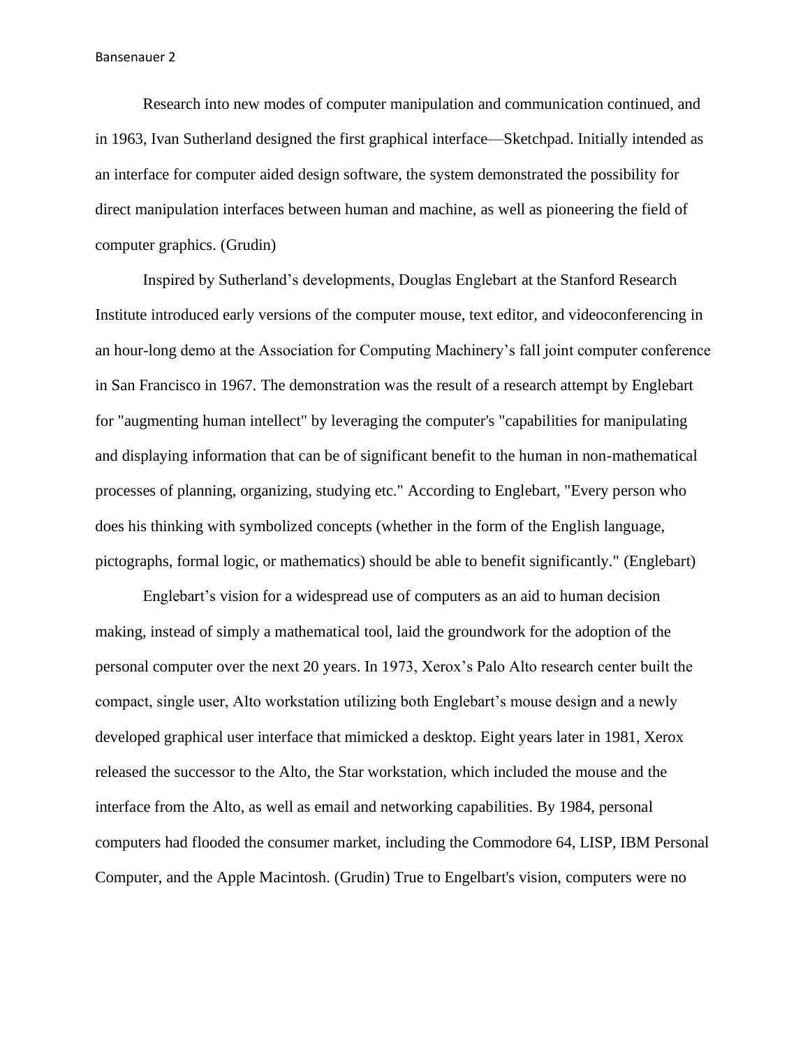Research into new modes of computer manipulation and communication continued, and in 1963, Ivan Sutherland designed the first graphical interface—Sketchpad. Initially intended as an interface for computer aided design software, the system demonstrated the possibility for direct manipulation interfaces between human and machine, as well as pioneering the field of computer graphics. (Grudin)

Inspired by Sutherland's developments, Douglas Englebart at the Stanford Research Institute introduced early versions of the computer mouse, text editor, and videoconferencing in an hour-long demo at the Association for Computing Machinery's fall joint computer conference in San Francisco in 1967. The demonstration was the result of a research attempt by Englebart for "augmenting human intellect" by leveraging the computer's "capabilities for manipulating and displaying information that can be of significant benefit to the human in non-mathematical processes of planning, organizing, studying etc." According to Englebart, "Every person who does his thinking with symbolized concepts (whether in the form of the English language, pictographs, formal logic, or mathematics) should be able to benefit significantly." (Englebart)

Englebart's vision for a widespread use of computers as an aid to human decision making, instead of simply a mathematical tool, laid the groundwork for the adoption of the personal computer over the next 20 years. In 1973, Xerox's Palo Alto research center built the compact, single user, Alto workstation utilizing both Englebart's mouse design and a newly developed graphical user interface that mimicked a desktop. Eight years later in 1981, Xerox released the successor to the Alto, the Star workstation, which included the mouse and the interface from the Alto, as well as email and networking capabilities. By 1984, personal computers had flooded the consumer market, including the Commodore 64, LISP, IBM Personal Computer, and the Apple Macintosh. (Grudin) True to Engelbart's vision, computers were no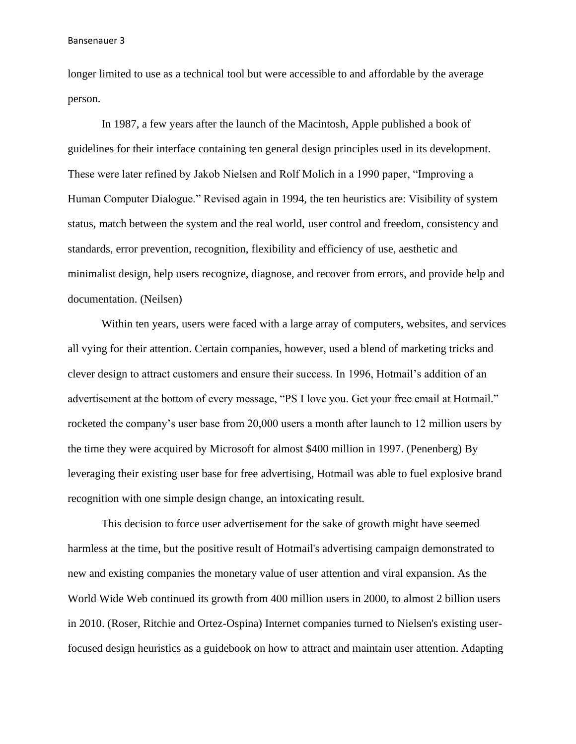longer limited to use as a technical tool but were accessible to and affordable by the average person.

In 1987, a few years after the launch of the Macintosh, Apple published a book of guidelines for their interface containing ten general design principles used in its development. These were later refined by Jakob Nielsen and Rolf Molich in a 1990 paper, "Improving a Human Computer Dialogue." Revised again in 1994, the ten heuristics are: Visibility of system status, match between the system and the real world, user control and freedom, consistency and standards, error prevention, recognition, flexibility and efficiency of use, aesthetic and minimalist design, help users recognize, diagnose, and recover from errors, and provide help and documentation. (Neilsen)

Within ten years, users were faced with a large array of computers, websites, and services all vying for their attention. Certain companies, however, used a blend of marketing tricks and clever design to attract customers and ensure their success. In 1996, Hotmail's addition of an advertisement at the bottom of every message, "PS I love you. Get your free email at Hotmail." rocketed the company's user base from 20,000 users a month after launch to 12 million users by the time they were acquired by Microsoft for almost $400 million in 1997. (Penenberg) By leveraging their existing user base for free advertising, Hotmail was able to fuel explosive brand recognition with one simple design change, an intoxicating result.

This decision to force user advertisement for the sake of growth might have seemed harmless at the time, but the positive result of Hotmail's advertising campaign demonstrated to new and existing companies the monetary value of user attention and viral expansion. As the World Wide Web continued its growth from 400 million users in 2000, to almost 2 billion users in 2010. (Roser, Ritchie and Ortez-Ospina) Internet companies turned to Nielsen's existing user-focused design heuristics as a guidebook on how to attract and maintain user attention. Adapting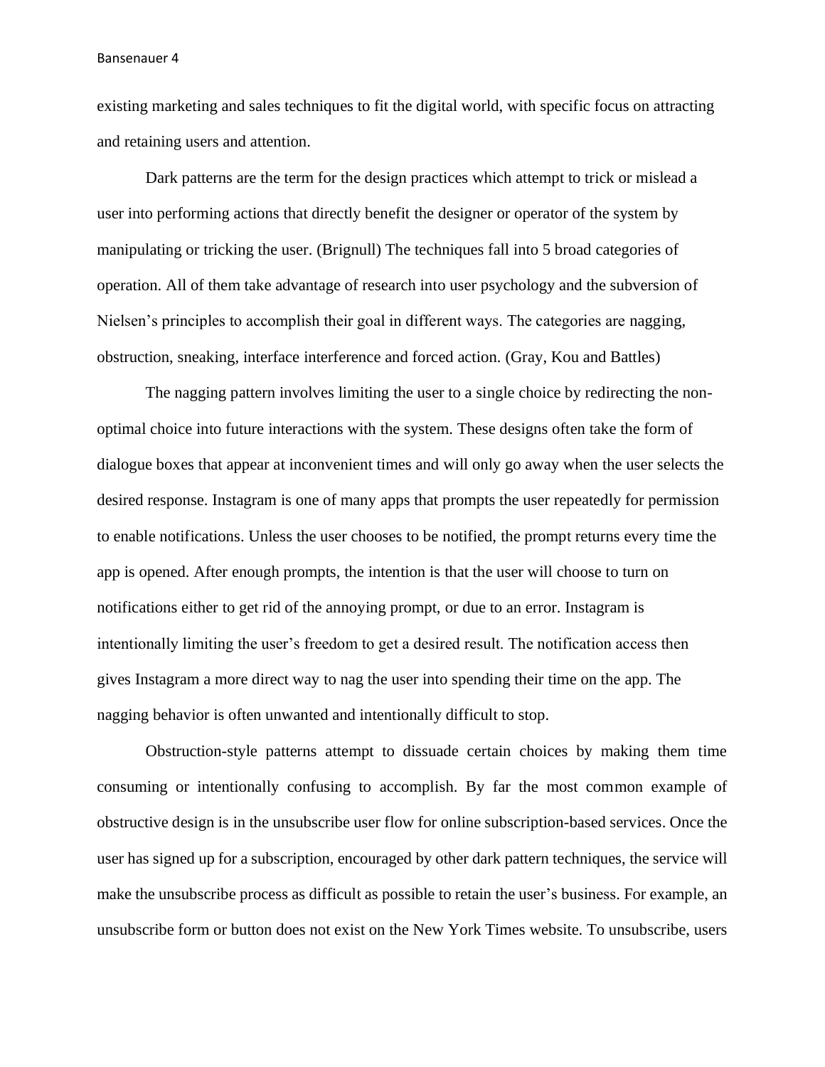existing marketing and sales techniques to fit the digital world, with specific focus on attracting and retaining users and attention.

Dark patterns are the term for the design practices which attempt to trick or mislead a user into performing actions that directly benefit the designer or operator of the system by manipulating or tricking the user. (Brignull) The techniques fall into 5 broad categories of operation. All of them take advantage of research into user psychology and the subversion of Nielsen's principles to accomplish their goal in different ways. The categories are nagging, obstruction, sneaking, interface interference and forced action. (Gray, Kou and Battles)

The nagging pattern involves limiting the user to a single choice by redirecting the non-optimal choice into future interactions with the system. These designs often take the form of dialogue boxes that appear at inconvenient times and will only go away when the user selects the desired response. Instagram is one of many apps that prompts the user repeatedly for permission to enable notifications. Unless the user chooses to be notified, the prompt returns every time the app is opened. After enough prompts, the intention is that the user will choose to turn on notifications either to get rid of the annoying prompt, or due to an error. Instagram is intentionally limiting the user's freedom to get a desired result. The notification access then gives Instagram a more direct way to nag the user into spending their time on the app. The nagging behavior is often unwanted and intentionally difficult to stop.

Obstruction-style patterns attempt to dissuade certain choices by making them time consuming or intentionally confusing to accomplish. By far the most common example of obstructive design is in the unsubscribe user flow for online subscription-based services. Once the user has signed up for a subscription, encouraged by other dark pattern techniques, the service will make the unsubscribe process as difficult as possible to retain the user's business. For example, an unsubscribe form or button does not exist on the New York Times website. To unsubscribe, users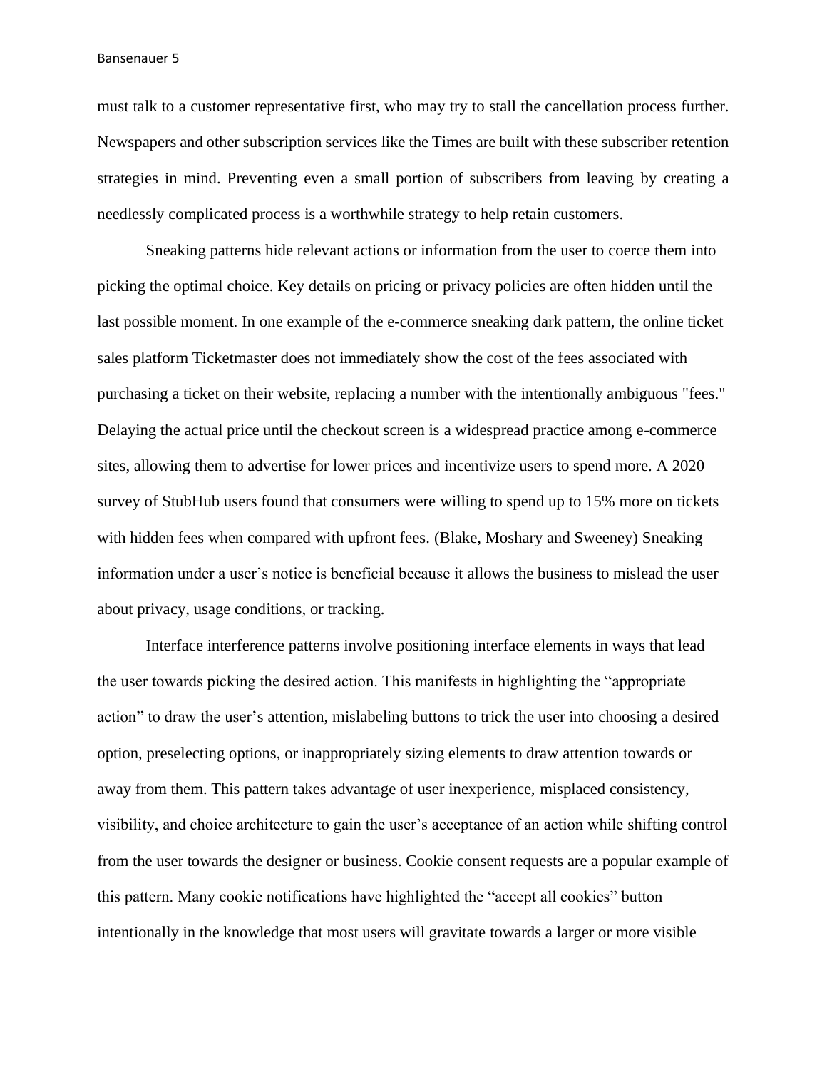must talk to a customer representative first, who may try to stall the cancellation process further. Newspapers and other subscription services like the Times are built with these subscriber retention strategies in mind. Preventing even a small portion of subscribers from leaving by creating a needlessly complicated process is a worthwhile strategy to help retain customers.

Sneaking patterns hide relevant actions or information from the user to coerce them into picking the optimal choice. Key details on pricing or privacy policies are often hidden until the last possible moment. In one example of the e-commerce sneaking dark pattern, the online ticket sales platform Ticketmaster does not immediately show the cost of the fees associated with purchasing a ticket on their website, replacing a number with the intentionally ambiguous "fees." Delaying the actual price until the checkout screen is a widespread practice among e-commerce sites, allowing them to advertise for lower prices and incentivize users to spend more. A 2020 survey of StubHub users found that consumers were willing to spend up to 15% more on tickets with hidden fees when compared with upfront fees. (Blake, Moshary and Sweeney) Sneaking information under a user's notice is beneficial because it allows the business to mislead the user about privacy, usage conditions, or tracking.

Interface interference patterns involve positioning interface elements in ways that lead the user towards picking the desired action. This manifests in highlighting the "appropriate action" to draw the user's attention, mislabeling buttons to trick the user into choosing a desired option, preselecting options, or inappropriately sizing elements to draw attention towards or away from them. This pattern takes advantage of user inexperience, misplaced consistency, visibility, and choice architecture to gain the user's acceptance of an action while shifting control from the user towards the designer or business. Cookie consent requests are a popular example of this pattern. Many cookie notifications have highlighted the "accept all cookies" button intentionally in the knowledge that most users will gravitate towards a larger or more visible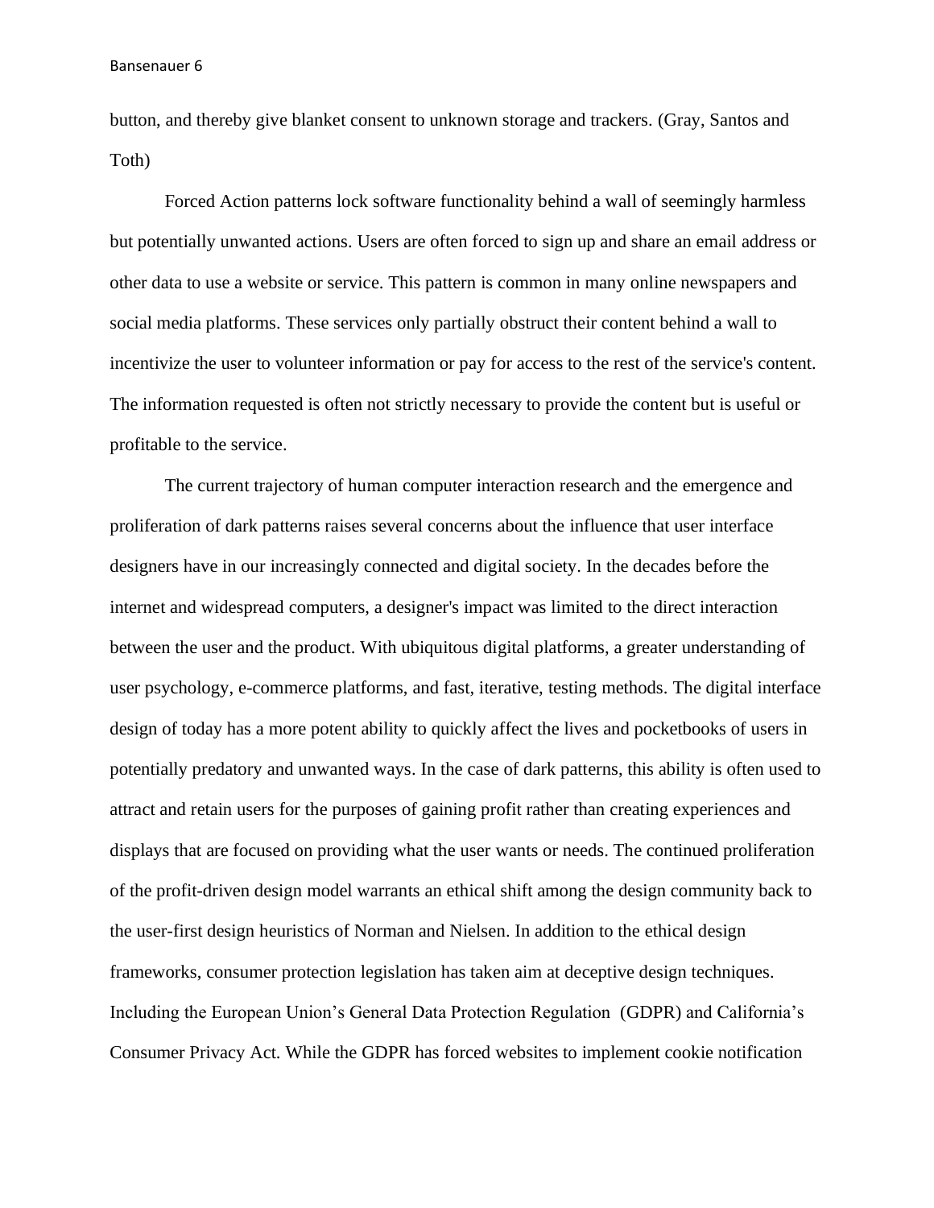button, and thereby give blanket consent to unknown storage and trackers. (Gray, Santos and Toth)

Forced Action patterns lock software functionality behind a wall of seemingly harmless but potentially unwanted actions. Users are often forced to sign up and share an email address or other data to use a website or service. This pattern is common in many online newspapers and social media platforms. These services only partially obstruct their content behind a wall to incentivize the user to volunteer information or pay for access to the rest of the service's content. The information requested is often not strictly necessary to provide the content but is useful or profitable to the service.

The current trajectory of human computer interaction research and the emergence and proliferation of dark patterns raises several concerns about the influence that user interface designers have in our increasingly connected and digital society. In the decades before the internet and widespread computers, a designer's impact was limited to the direct interaction between the user and the product. With ubiquitous digital platforms, a greater understanding of user psychology, e-commerce platforms, and fast, iterative, testing methods. The digital interface design of today has a more potent ability to quickly affect the lives and pocketbooks of users in potentially predatory and unwanted ways. In the case of dark patterns, this ability is often used to attract and retain users for the purposes of gaining profit rather than creating experiences and displays that are focused on providing what the user wants or needs. The continued proliferation of the profit-driven design model warrants an ethical shift among the design community back to the user-first design heuristics of Norman and Nielsen. In addition to the ethical design frameworks, consumer protection legislation has taken aim at deceptive design techniques. Including the European Union's General Data Protection Regulation (GDPR) and California's Consumer Privacy Act. While the GDPR has forced websites to implement cookie notification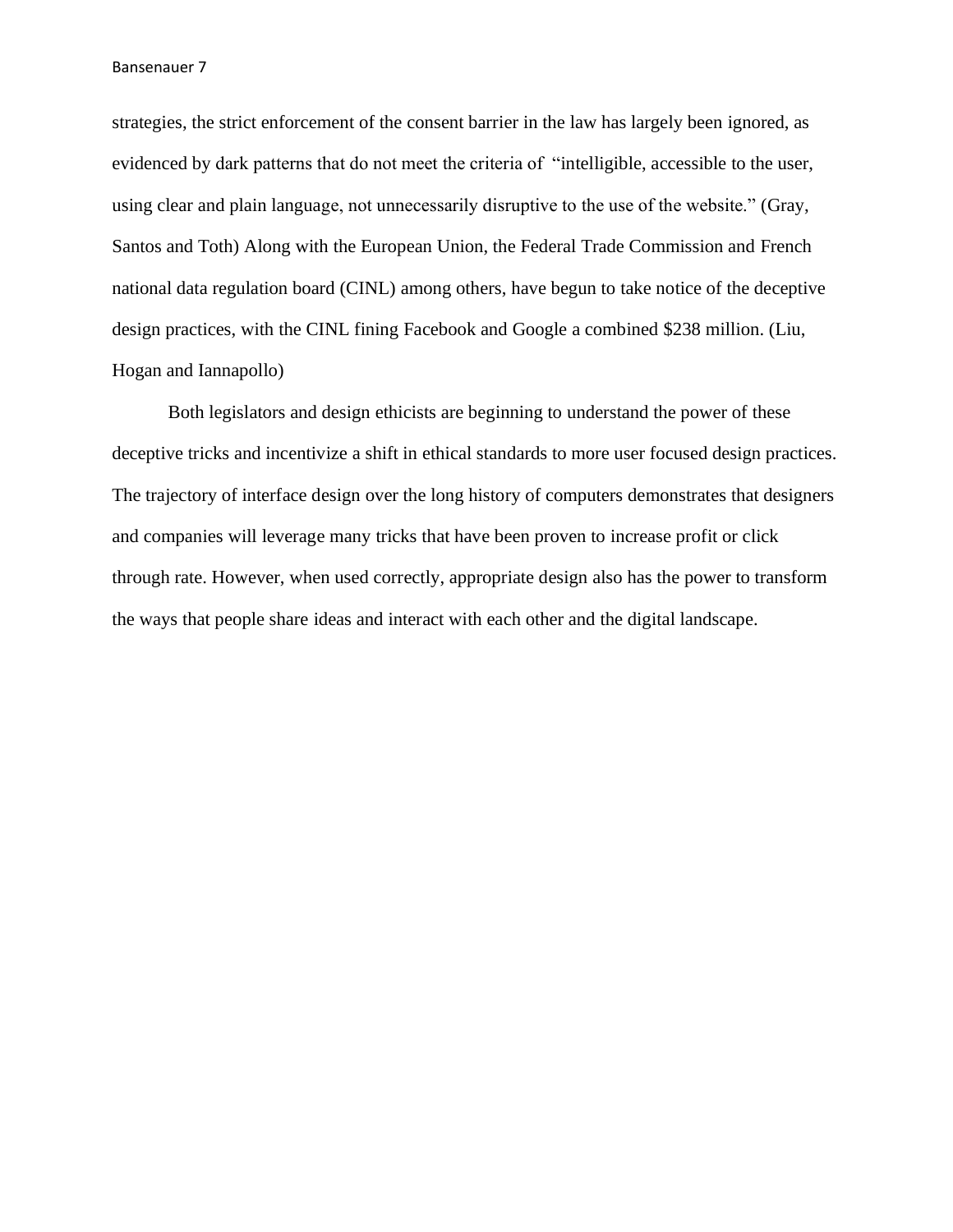strategies, the strict enforcement of the consent barrier in the law has largely been ignored, as evidenced by dark patterns that do not meet the criteria of "intelligible, accessible to the user, using clear and plain language, not unnecessarily disruptive to the use of the website." (Gray, Santos and Toth) Along with the European Union, the Federal Trade Commission and French national data regulation board (CINL) among others, have begun to take notice of the deceptive design practices, with the CINL fining Facebook and Google a combined $238 million. (Liu, Hogan and Iannapollo)

Both legislators and design ethicists are beginning to understand the power of these deceptive tricks and incentivize a shift in ethical standards to more user focused design practices. The trajectory of interface design over the long history of computers demonstrates that designers and companies will leverage many tricks that have been proven to increase profit or click through rate. However, when used correctly, appropriate design also has the power to transform the ways that people share ideas and interact with each other and the digital landscape.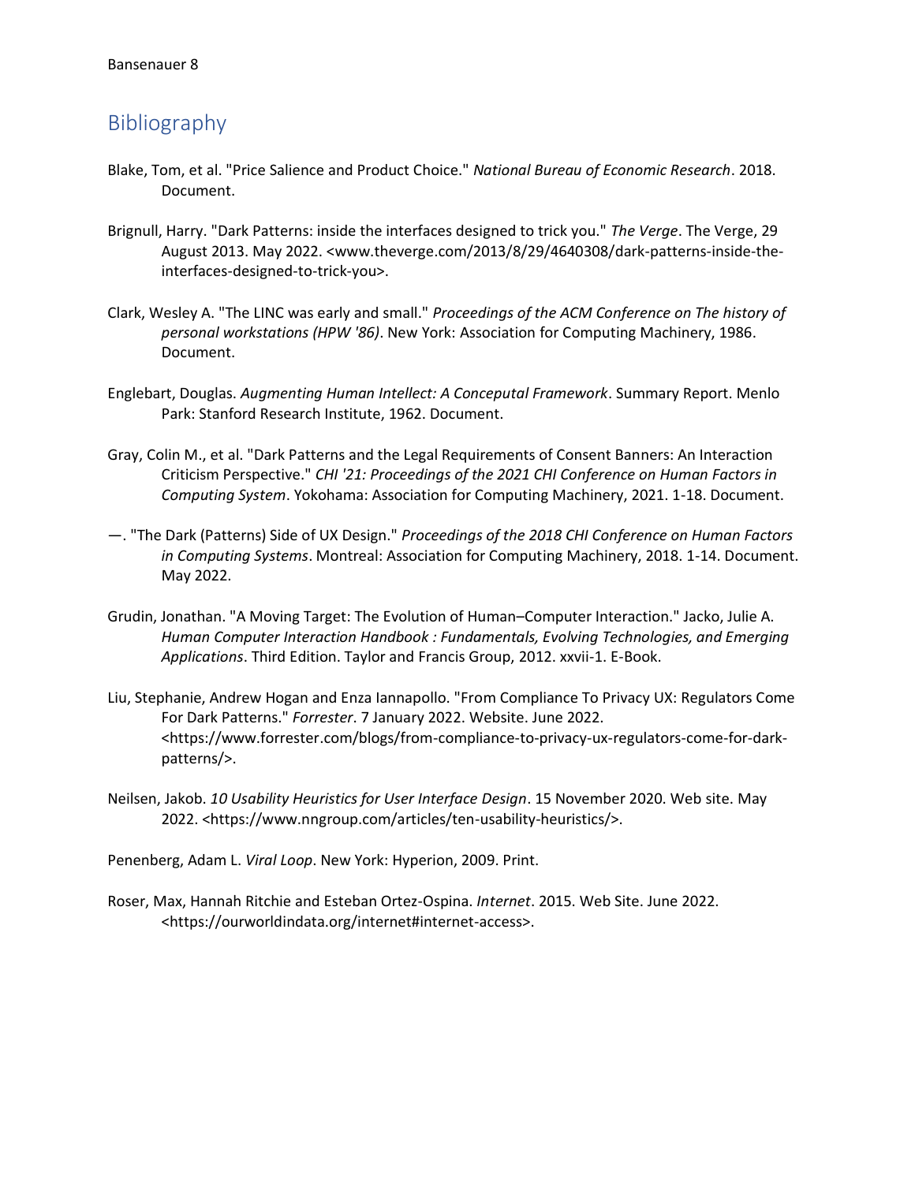## Bibliography

Blake, Tom, et al. "Price Salience and Product Choice." *National Bureau of Economic Research*. 2018. Document.

Brignull, Harry. "Dark Patterns: inside the interfaces designed to trick you." *The Verge*. The Verge, 29 August 2013. May 2022. <www.theverge.com/2013/8/29/4640308/dark-patterns-inside-the-interfaces-designed-to-trick-you>.

Clark, Wesley A. "The LINC was early and small." *Proceedings of the ACM Conference on The history of personal workstations (HPW '86)*. New York: Association for Computing Machinery, 1986. Document.

Englebart, Douglas. *Augmenting Human Intellect: A Conceputal Framework*. Summary Report. Menlo Park: Stanford Research Institute, 1962. Document.

Gray, Colin M., et al. "Dark Patterns and the Legal Requirements of Consent Banners: An Interaction Criticism Perspective." *CHI '21: Proceedings of the 2021 CHI Conference on Human Factors in Computing System*. Yokohama: Association for Computing Machinery, 2021. 1-18. Document.

—. "The Dark (Patterns) Side of UX Design." *Proceedings of the 2018 CHI Conference on Human Factors in Computing Systems*. Montreal: Association for Computing Machinery, 2018. 1-14. Document. May 2022.

Grudin, Jonathan. "A Moving Target: The Evolution of Human–Computer Interaction." Jacko, Julie A. *Human Computer Interaction Handbook : Fundamentals, Evolving Technologies, and Emerging Applications*. Third Edition. Taylor and Francis Group, 2012. xxvii-1. E-Book.

Liu, Stephanie, Andrew Hogan and Enza Iannapollo. "From Compliance To Privacy UX: Regulators Come For Dark Patterns." *Forrester*. 7 January 2022. Website. June 2022. <https://www.forrester.com/blogs/from-compliance-to-privacy-ux-regulators-come-for-dark-patterns/>.

Neilsen, Jakob. *10 Usability Heuristics for User Interface Design*. 15 November 2020. Web site. May 2022. <https://www.nngroup.com/articles/ten-usability-heuristics/>.

Penenberg, Adam L. *Viral Loop*. New York: Hyperion, 2009. Print.

Roser, Max, Hannah Ritchie and Esteban Ortez-Ospina. *Internet*. 2015. Web Site. June 2022. <https://ourworldindata.org/internet#internet-access>.